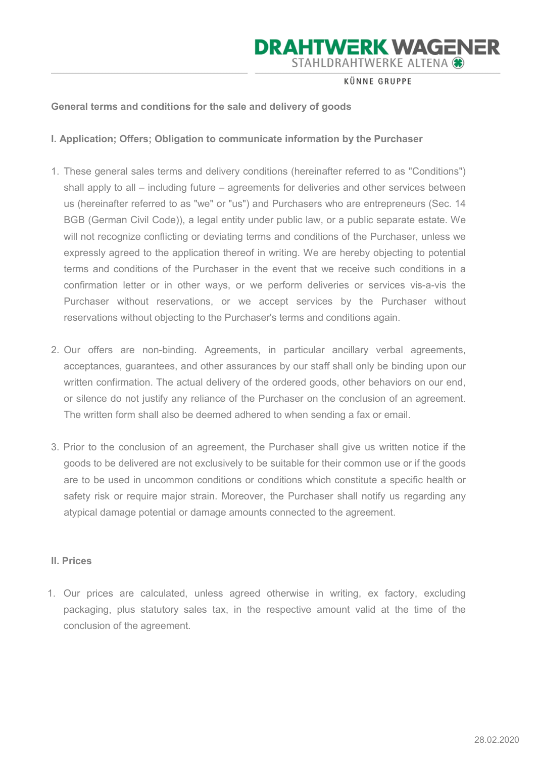## General terms and conditions for the sale and delivery of goods

### I. Application; Offers; Obligation to communicate information by the Purchaser

1. These general sales terms and delivery conditions (hereinafter referred to as "Conditions") shall apply to all – including future – agreements for deliveries and other services between us (hereinafter referred to as "we" or "us") and Purchasers who are entrepreneurs (Sec. 14 BGB (German Civil Code)), a legal entity under public law, or a public separate estate. We will not recognize conflicting or deviating terms and conditions of the Purchaser, unless we expressly agreed to the application thereof in writing. We are hereby objecting to potential terms and conditions of the Purchaser in the event that we receive such conditions in a confirmation letter or in other ways, or we perform deliveries or services vis-a-vis the Purchaser without reservations, or we accept services by the Purchaser without reservations without objecting to the Purchaser's terms and conditions again.

2. Our offers are non-binding. Agreements, in particular ancillary verbal agreements, acceptances, guarantees, and other assurances by our staff shall only be binding upon our written confirmation. The actual delivery of the ordered goods, other behaviors on our end, or silence do not justify any reliance of the Purchaser on the conclusion of an agreement. The written form shall also be deemed adhered to when sending a fax or email.

3. Prior to the conclusion of an agreement, the Purchaser shall give us written notice if the goods to be delivered are not exclusively to be suitable for their common use or if the goods are to be used in uncommon conditions or conditions which constitute a specific health or safety risk or require major strain. Moreover, the Purchaser shall notify us regarding any atypical damage potential or damage amounts connected to the agreement.

### II. Prices

1. Our prices are calculated, unless agreed otherwise in writing, ex factory, excluding packaging, plus statutory sales tax, in the respective amount valid at the time of the conclusion of the agreement.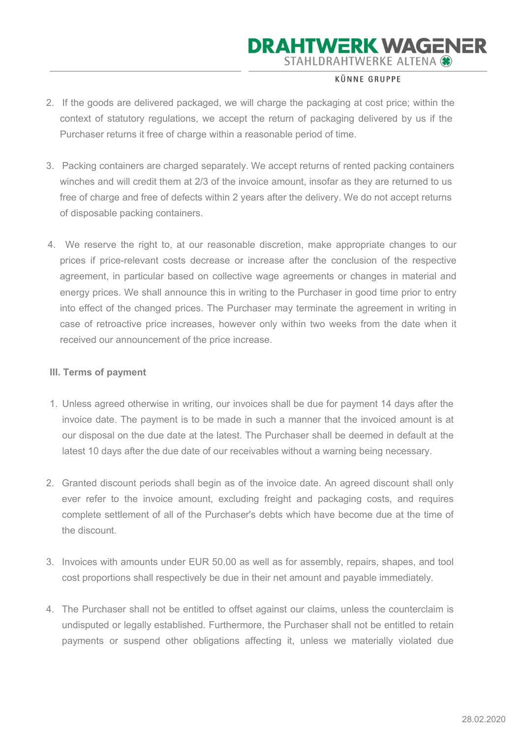2. If the goods are delivered packaged, we will charge the packaging at cost price; within the context of statutory regulations, we accept the return of packaging delivered by us if the Purchaser returns it free of charge within a reasonable period of time.

3. Packing containers are charged separately. We accept returns of rented packing containers winches and will credit them at 2/3 of the invoice amount, insofar as they are returned to us free of charge and free of defects within 2 years after the delivery. We do not accept returns of disposable packing containers.

4. We reserve the right to, at our reasonable discretion, make appropriate changes to our prices if price-relevant costs decrease or increase after the conclusion of the respective agreement, in particular based on collective wage agreements or changes in material and energy prices. We shall announce this in writing to the Purchaser in good time prior to entry into effect of the changed prices. The Purchaser may terminate the agreement in writing in case of retroactive price increases, however only within two weeks from the date when it received our announcement of the price increase.

**III. Terms of payment**

1. Unless agreed otherwise in writing, our invoices shall be due for payment 14 days after the invoice date. The payment is to be made in such a manner that the invoiced amount is at our disposal on the due date at the latest. The Purchaser shall be deemed in default at the latest 10 days after the due date of our receivables without a warning being necessary.

2. Granted discount periods shall begin as of the invoice date. An agreed discount shall only ever refer to the invoice amount, excluding freight and packaging costs, and requires complete settlement of all of the Purchaser's debts which have become due at the time of the discount.

3. Invoices with amounts under EUR 50.00 as well as for assembly, repairs, shapes, and tool cost proportions shall respectively be due in their net amount and payable immediately.

4. The Purchaser shall not be entitled to offset against our claims, unless the counterclaim is undisputed or legally established. Furthermore, the Purchaser shall not be entitled to retain payments or suspend other obligations affecting it, unless we materially violated due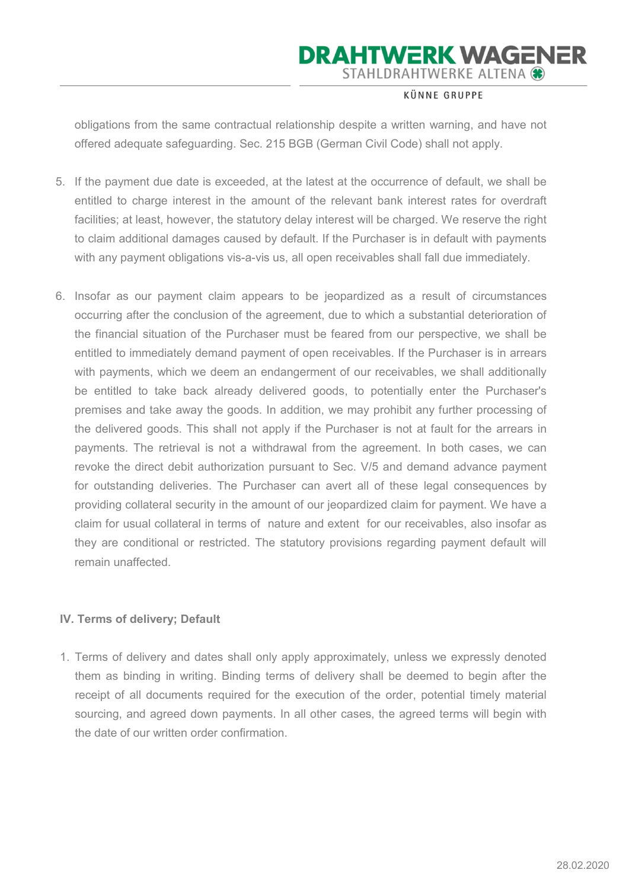obligations from the same contractual relationship despite a written warning, and have not offered adequate safeguarding. Sec. 215 BGB (German Civil Code) shall not apply.

5. If the payment due date is exceeded, at the latest at the occurrence of default, we shall be entitled to charge interest in the amount of the relevant bank interest rates for overdraft facilities; at least, however, the statutory delay interest will be charged. We reserve the right to claim additional damages caused by default. If the Purchaser is in default with payments with any payment obligations vis-a-vis us, all open receivables shall fall due immediately.

6. Insofar as our payment claim appears to be jeopardized as a result of circumstances occurring after the conclusion of the agreement, due to which a substantial deterioration of the financial situation of the Purchaser must be feared from our perspective, we shall be entitled to immediately demand payment of open receivables. If the Purchaser is in arrears with payments, which we deem an endangerment of our receivables, we shall additionally be entitled to take back already delivered goods, to potentially enter the Purchaser's premises and take away the goods. In addition, we may prohibit any further processing of the delivered goods. This shall not apply if the Purchaser is not at fault for the arrears in payments. The retrieval is not a withdrawal from the agreement. In both cases, we can revoke the direct debit authorization pursuant to Sec. V/5 and demand advance payment for outstanding deliveries. The Purchaser can avert all of these legal consequences by providing collateral security in the amount of our jeopardized claim for payment. We have a claim for usual collateral in terms of nature and extent for our receivables, also insofar as they are conditional or restricted. The statutory provisions regarding payment default will remain unaffected.

## IV. Terms of delivery; Default

1. Terms of delivery and dates shall only apply approximately, unless we expressly denoted them as binding in writing. Binding terms of delivery shall be deemed to begin after the receipt of all documents required for the execution of the order, potential timely material sourcing, and agreed down payments. In all other cases, the agreed terms will begin with the date of our written order confirmation.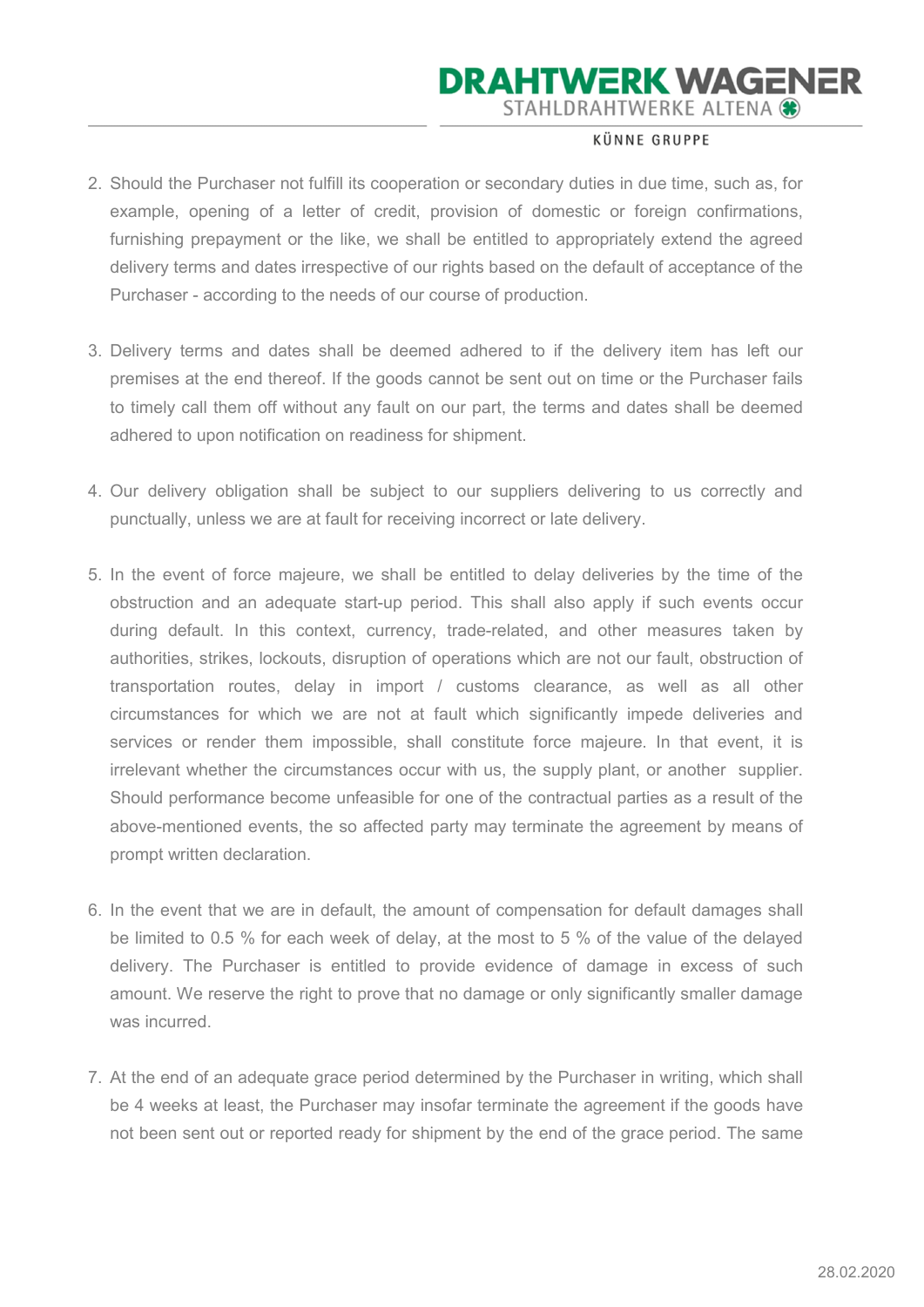2. Should the Purchaser not fulfill its cooperation or secondary duties in due time, such as, for example, opening of a letter of credit, provision of domestic or foreign confirmations, furnishing prepayment or the like, we shall be entitled to appropriately extend the agreed delivery terms and dates irrespective of our rights based on the default of acceptance of the Purchaser - according to the needs of our course of production.

3. Delivery terms and dates shall be deemed adhered to if the delivery item has left our premises at the end thereof. If the goods cannot be sent out on time or the Purchaser fails to timely call them off without any fault on our part, the terms and dates shall be deemed adhered to upon notification on readiness for shipment.

4. Our delivery obligation shall be subject to our suppliers delivering to us correctly and punctually, unless we are at fault for receiving incorrect or late delivery.

5. In the event of force majeure, we shall be entitled to delay deliveries by the time of the obstruction and an adequate start-up period. This shall also apply if such events occur during default. In this context, currency, trade-related, and other measures taken by authorities, strikes, lockouts, disruption of operations which are not our fault, obstruction of transportation routes, delay in import / customs clearance, as well as all other circumstances for which we are not at fault which significantly impede deliveries and services or render them impossible, shall constitute force majeure. In that event, it is irrelevant whether the circumstances occur with us, the supply plant, or another supplier. Should performance become unfeasible for one of the contractual parties as a result of the above-mentioned events, the so affected party may terminate the agreement by means of prompt written declaration.

6. In the event that we are in default, the amount of compensation for default damages shall be limited to 0.5 % for each week of delay, at the most to 5 % of the value of the delayed delivery. The Purchaser is entitled to provide evidence of damage in excess of such amount. We reserve the right to prove that no damage or only significantly smaller damage was incurred.

7. At the end of an adequate grace period determined by the Purchaser in writing, which shall be 4 weeks at least, the Purchaser may insofar terminate the agreement if the goods have not been sent out or reported ready for shipment by the end of the grace period. The same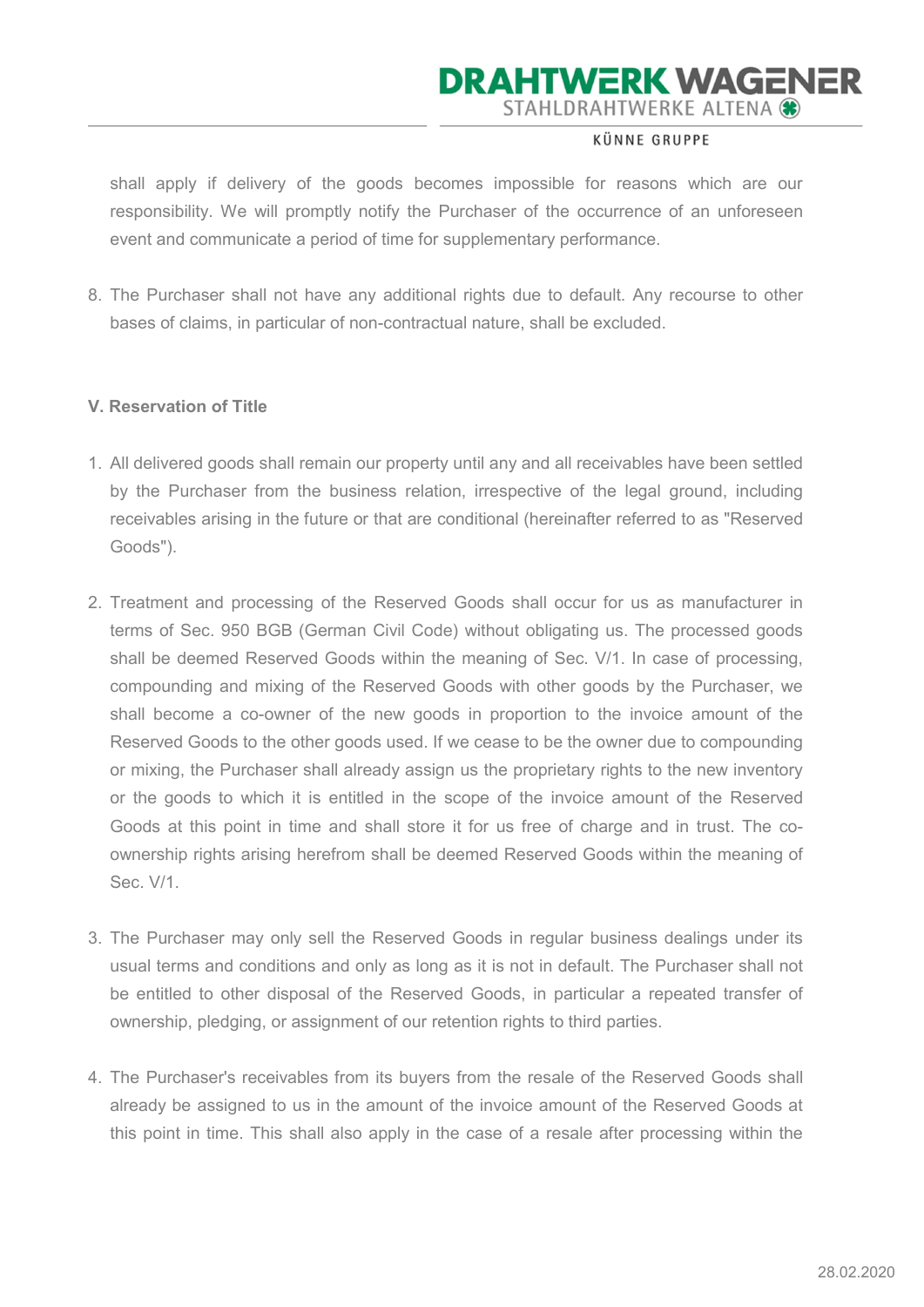shall apply if delivery of the goods becomes impossible for reasons which are our responsibility. We will promptly notify the Purchaser of the occurrence of an unforeseen event and communicate a period of time for supplementary performance.

8. The Purchaser shall not have any additional rights due to default. Any recourse to other bases of claims, in particular of non-contractual nature, shall be excluded.

**V. Reservation of Title**

1. All delivered goods shall remain our property until any and all receivables have been settled by the Purchaser from the business relation, irrespective of the legal ground, including receivables arising in the future or that are conditional (hereinafter referred to as "Reserved Goods").

2. Treatment and processing of the Reserved Goods shall occur for us as manufacturer in terms of Sec. 950 BGB (German Civil Code) without obligating us. The processed goods shall be deemed Reserved Goods within the meaning of Sec. V/1. In case of processing, compounding and mixing of the Reserved Goods with other goods by the Purchaser, we shall become a co-owner of the new goods in proportion to the invoice amount of the Reserved Goods to the other goods used. If we cease to be the owner due to compounding or mixing, the Purchaser shall already assign us the proprietary rights to the new inventory or the goods to which it is entitled in the scope of the invoice amount of the Reserved Goods at this point in time and shall store it for us free of charge and in trust. The co-ownership rights arising herefrom shall be deemed Reserved Goods within the meaning of Sec. V/1.

3. The Purchaser may only sell the Reserved Goods in regular business dealings under its usual terms and conditions and only as long as it is not in default. The Purchaser shall not be entitled to other disposal of the Reserved Goods, in particular a repeated transfer of ownership, pledging, or assignment of our retention rights to third parties.

4. The Purchaser's receivables from its buyers from the resale of the Reserved Goods shall already be assigned to us in the amount of the invoice amount of the Reserved Goods at this point in time. This shall also apply in the case of a resale after processing within the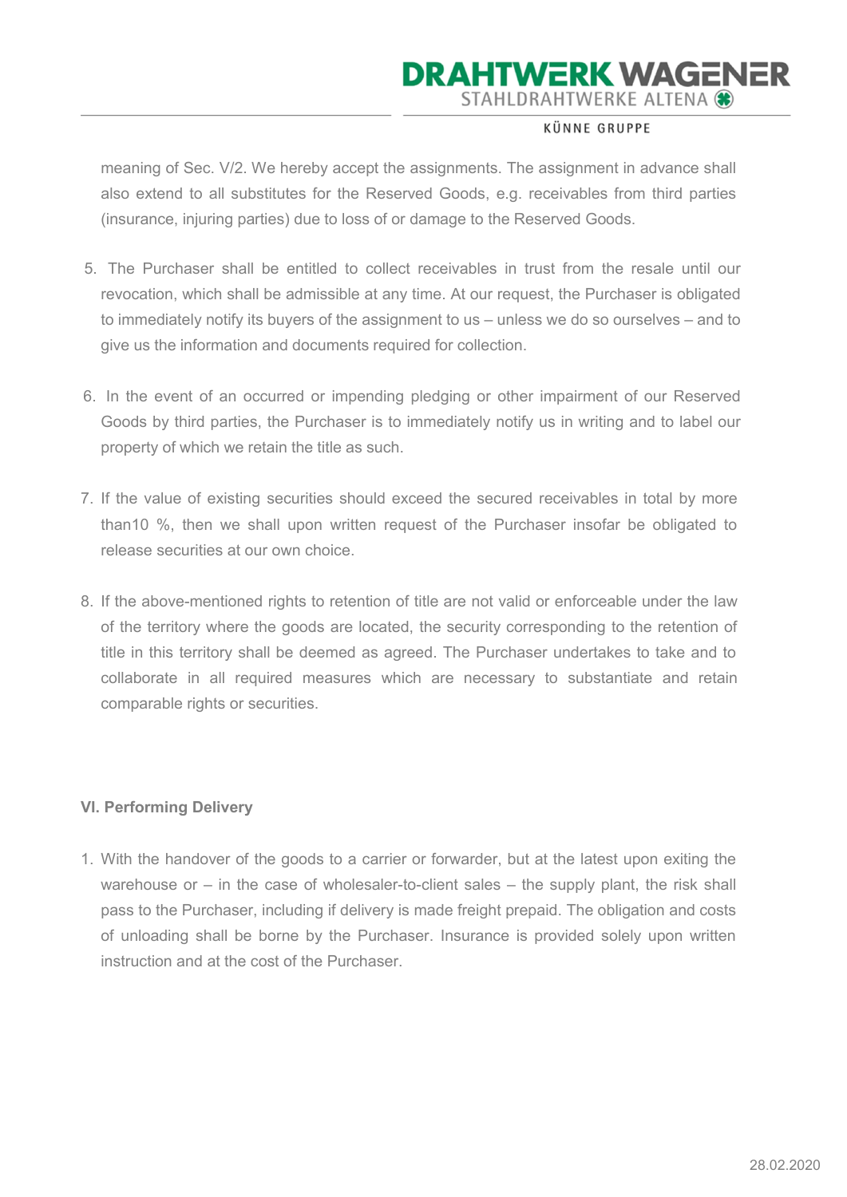meaning of Sec. V/2. We hereby accept the assignments. The assignment in advance shall also extend to all substitutes for the Reserved Goods, e.g. receivables from third parties (insurance, injuring parties) due to loss of or damage to the Reserved Goods.

5. The Purchaser shall be entitled to collect receivables in trust from the resale until our revocation, which shall be admissible at any time. At our request, the Purchaser is obligated to immediately notify its buyers of the assignment to us – unless we do so ourselves – and to give us the information and documents required for collection.

6. In the event of an occurred or impending pledging or other impairment of our Reserved Goods by third parties, the Purchaser is to immediately notify us in writing and to label our property of which we retain the title as such.

7. If the value of existing securities should exceed the secured receivables in total by more than10 %, then we shall upon written request of the Purchaser insofar be obligated to release securities at our own choice.

8. If the above-mentioned rights to retention of title are not valid or enforceable under the law of the territory where the goods are located, the security corresponding to the retention of title in this territory shall be deemed as agreed. The Purchaser undertakes to take and to collaborate in all required measures which are necessary to substantiate and retain comparable rights or securities.

## VI. Performing Delivery

1. With the handover of the goods to a carrier or forwarder, but at the latest upon exiting the warehouse or – in the case of wholesaler-to-client sales – the supply plant, the risk shall pass to the Purchaser, including if delivery is made freight prepaid. The obligation and costs of unloading shall be borne by the Purchaser. Insurance is provided solely upon written instruction and at the cost of the Purchaser.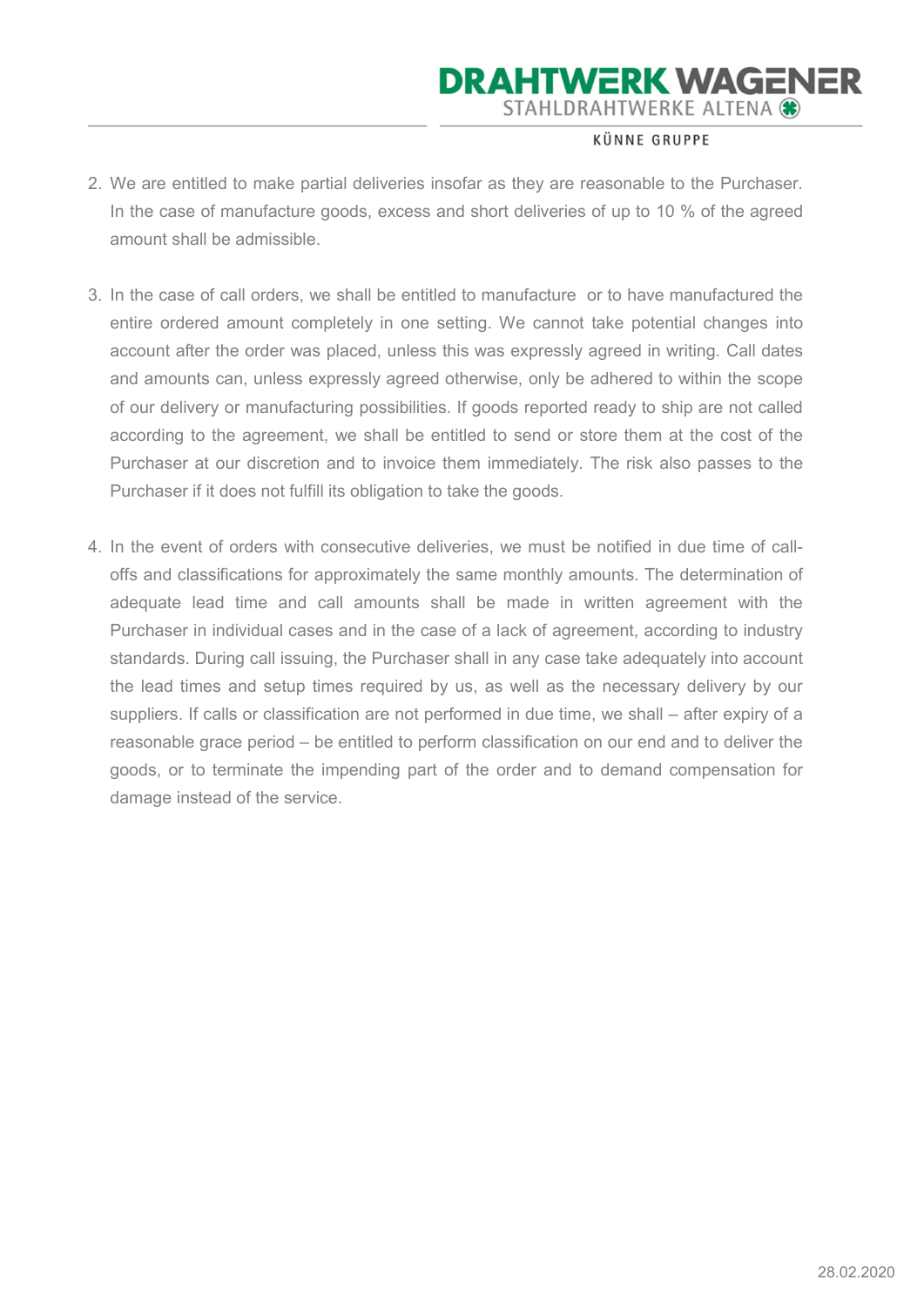2. We are entitled to make partial deliveries insofar as they are reasonable to the Purchaser. In the case of manufacture goods, excess and short deliveries of up to 10 % of the agreed amount shall be admissible.

3. In the case of call orders, we shall be entitled to manufacture or to have manufactured the entire ordered amount completely in one setting. We cannot take potential changes into account after the order was placed, unless this was expressly agreed in writing. Call dates and amounts can, unless expressly agreed otherwise, only be adhered to within the scope of our delivery or manufacturing possibilities. If goods reported ready to ship are not called according to the agreement, we shall be entitled to send or store them at the cost of the Purchaser at our discretion and to invoice them immediately. The risk also passes to the Purchaser if it does not fulfill its obligation to take the goods.

4. In the event of orders with consecutive deliveries, we must be notified in due time of call-offs and classifications for approximately the same monthly amounts. The determination of adequate lead time and call amounts shall be made in written agreement with the Purchaser in individual cases and in the case of a lack of agreement, according to industry standards. During call issuing, the Purchaser shall in any case take adequately into account the lead times and setup times required by us, as well as the necessary delivery by our suppliers. If calls or classification are not performed in due time, we shall – after expiry of a reasonable grace period – be entitled to perform classification on our end and to deliver the goods, or to terminate the impending part of the order and to demand compensation for damage instead of the service.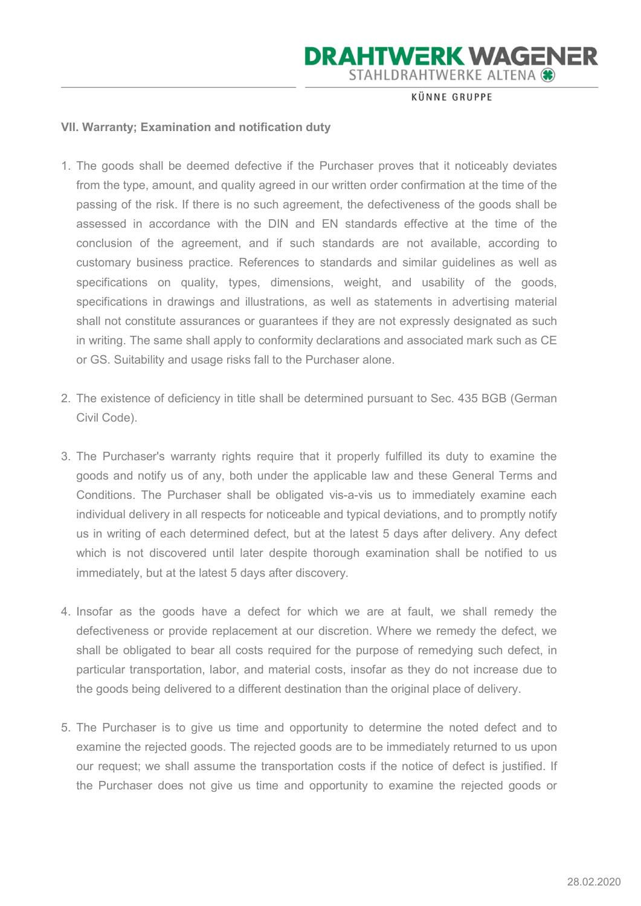## VII. Warranty; Examination and notification duty

1. The goods shall be deemed defective if the Purchaser proves that it noticeably deviates from the type, amount, and quality agreed in our written order confirmation at the time of the passing of the risk. If there is no such agreement, the defectiveness of the goods shall be assessed in accordance with the DIN and EN standards effective at the time of the conclusion of the agreement, and if such standards are not available, according to customary business practice. References to standards and similar guidelines as well as specifications on quality, types, dimensions, weight, and usability of the goods, specifications in drawings and illustrations, as well as statements in advertising material shall not constitute assurances or guarantees if they are not expressly designated as such in writing. The same shall apply to conformity declarations and associated mark such as CE or GS. Suitability and usage risks fall to the Purchaser alone.

2. The existence of deficiency in title shall be determined pursuant to Sec. 435 BGB (German Civil Code).

3. The Purchaser's warranty rights require that it properly fulfilled its duty to examine the goods and notify us of any, both under the applicable law and these General Terms and Conditions. The Purchaser shall be obligated vis-a-vis us to immediately examine each individual delivery in all respects for noticeable and typical deviations, and to promptly notify us in writing of each determined defect, but at the latest 5 days after delivery. Any defect which is not discovered until later despite thorough examination shall be notified to us immediately, but at the latest 5 days after discovery.

4. Insofar as the goods have a defect for which we are at fault, we shall remedy the defectiveness or provide replacement at our discretion. Where we remedy the defect, we shall be obligated to bear all costs required for the purpose of remedying such defect, in particular transportation, labor, and material costs, insofar as they do not increase due to the goods being delivered to a different destination than the original place of delivery.

5. The Purchaser is to give us time and opportunity to determine the noted defect and to examine the rejected goods. The rejected goods are to be immediately returned to us upon our request; we shall assume the transportation costs if the notice of defect is justified. If the Purchaser does not give us time and opportunity to examine the rejected goods or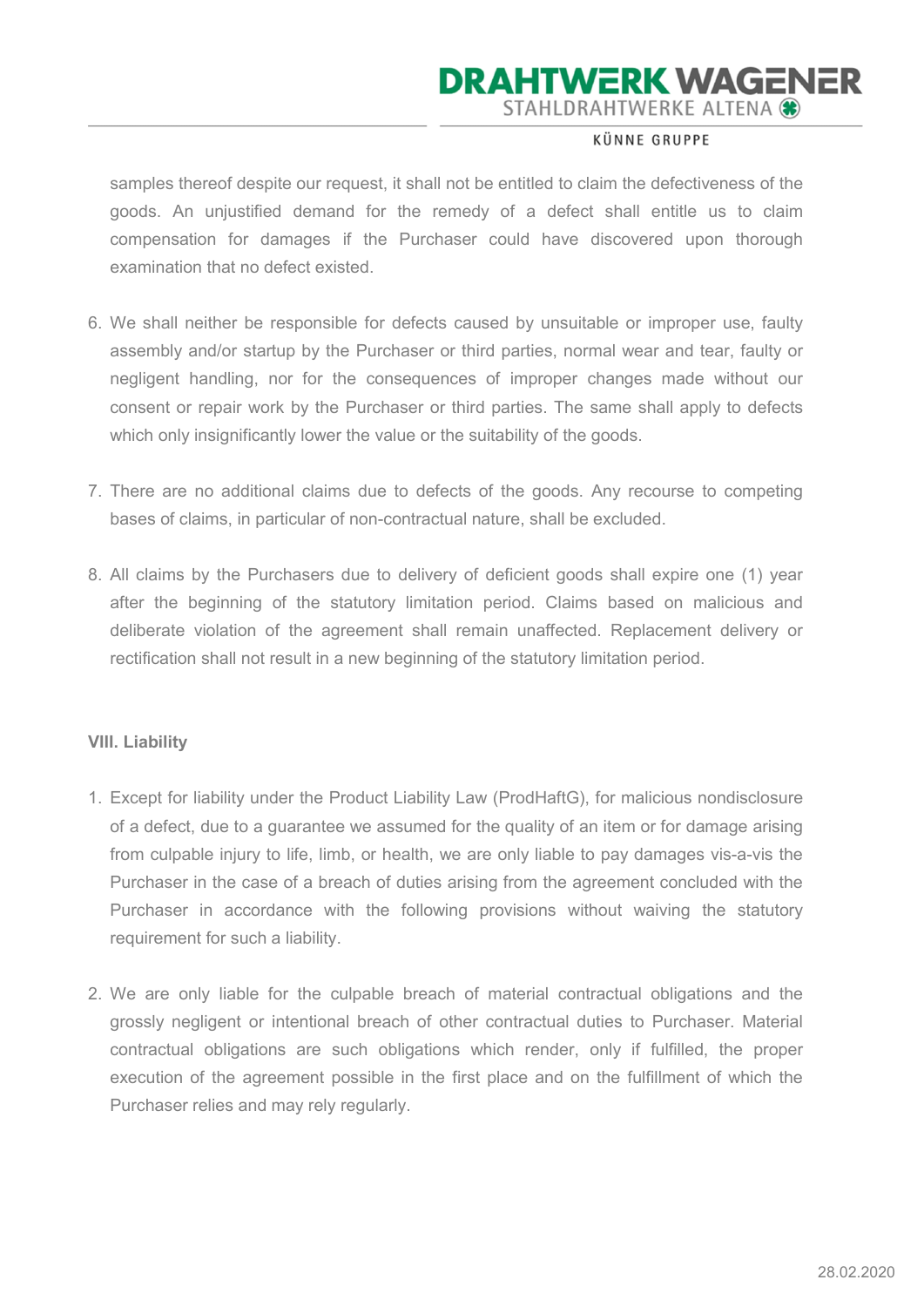samples thereof despite our request, it shall not be entitled to claim the defectiveness of the goods. An unjustified demand for the remedy of a defect shall entitle us to claim compensation for damages if the Purchaser could have discovered upon thorough examination that no defect existed.

6. We shall neither be responsible for defects caused by unsuitable or improper use, faulty assembly and/or startup by the Purchaser or third parties, normal wear and tear, faulty or negligent handling, nor for the consequences of improper changes made without our consent or repair work by the Purchaser or third parties. The same shall apply to defects which only insignificantly lower the value or the suitability of the goods.

7. There are no additional claims due to defects of the goods. Any recourse to competing bases of claims, in particular of non-contractual nature, shall be excluded.

8. All claims by the Purchasers due to delivery of deficient goods shall expire one (1) year after the beginning of the statutory limitation period. Claims based on malicious and deliberate violation of the agreement shall remain unaffected. Replacement delivery or rectification shall not result in a new beginning of the statutory limitation period.

**VIII. Liability**

1. Except for liability under the Product Liability Law (ProdHaftG), for malicious nondisclosure of a defect, due to a guarantee we assumed for the quality of an item or for damage arising from culpable injury to life, limb, or health, we are only liable to pay damages vis-a-vis the Purchaser in the case of a breach of duties arising from the agreement concluded with the Purchaser in accordance with the following provisions without waiving the statutory requirement for such a liability.

2. We are only liable for the culpable breach of material contractual obligations and the grossly negligent or intentional breach of other contractual duties to Purchaser. Material contractual obligations are such obligations which render, only if fulfilled, the proper execution of the agreement possible in the first place and on the fulfillment of which the Purchaser relies and may rely regularly.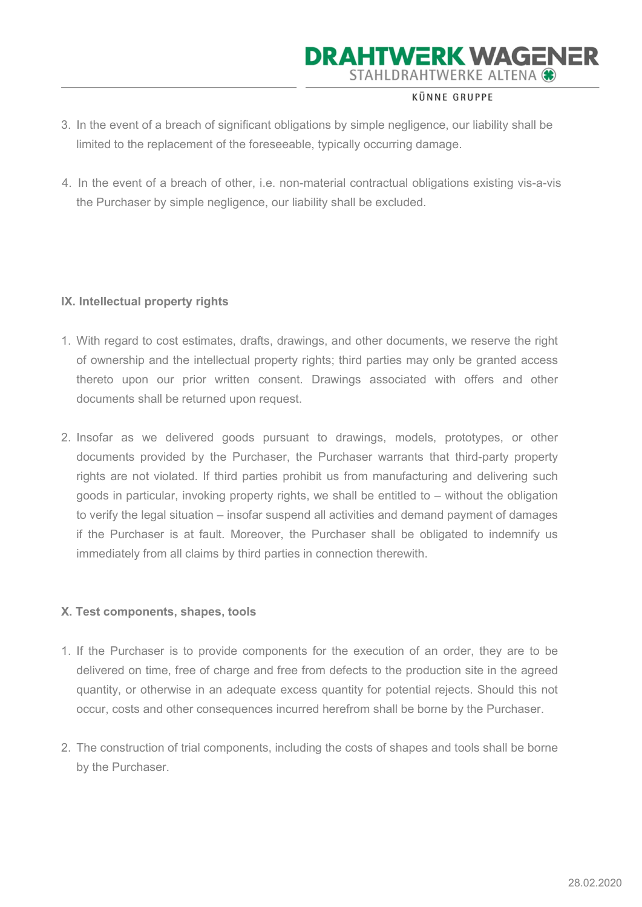3. In the event of a breach of significant obligations by simple negligence, our liability shall be limited to the replacement of the foreseeable, typically occurring damage.

4. In the event of a breach of other, i.e. non-material contractual obligations existing vis-a-vis the Purchaser by simple negligence, our liability shall be excluded.

## IX. Intellectual property rights

1. With regard to cost estimates, drafts, drawings, and other documents, we reserve the right of ownership and the intellectual property rights; third parties may only be granted access thereto upon our prior written consent. Drawings associated with offers and other documents shall be returned upon request.

2. Insofar as we delivered goods pursuant to drawings, models, prototypes, or other documents provided by the Purchaser, the Purchaser warrants that third-party property rights are not violated. If third parties prohibit us from manufacturing and delivering such goods in particular, invoking property rights, we shall be entitled to – without the obligation to verify the legal situation – insofar suspend all activities and demand payment of damages if the Purchaser is at fault. Moreover, the Purchaser shall be obligated to indemnify us immediately from all claims by third parties in connection therewith.

## X. Test components, shapes, tools

1. If the Purchaser is to provide components for the execution of an order, they are to be delivered on time, free of charge and free from defects to the production site in the agreed quantity, or otherwise in an adequate excess quantity for potential rejects. Should this not occur, costs and other consequences incurred herefrom shall be borne by the Purchaser.

2. The construction of trial components, including the costs of shapes and tools shall be borne by the Purchaser.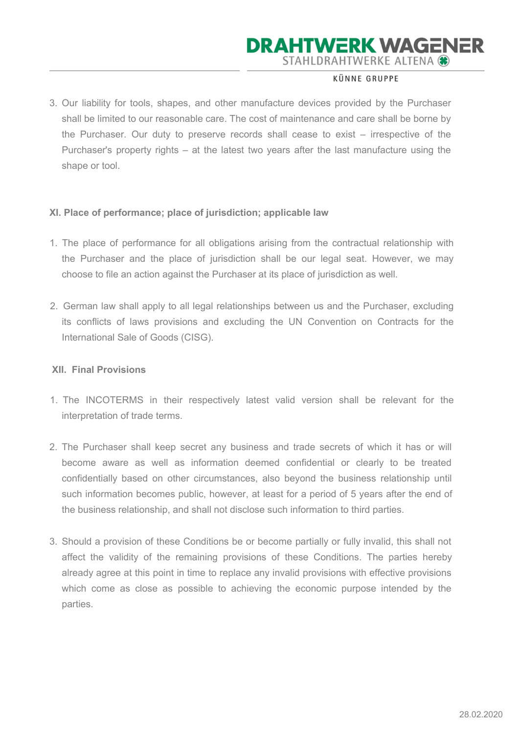3. Our liability for tools, shapes, and other manufacture devices provided by the Purchaser shall be limited to our reasonable care. The cost of maintenance and care shall be borne by the Purchaser. Our duty to preserve records shall cease to exist – irrespective of the Purchaser's property rights – at the latest two years after the last manufacture using the shape or tool.

### XI. Place of performance; place of jurisdiction; applicable law

1. The place of performance for all obligations arising from the contractual relationship with the Purchaser and the place of jurisdiction shall be our legal seat. However, we may choose to file an action against the Purchaser at its place of jurisdiction as well.

2. German law shall apply to all legal relationships between us and the Purchaser, excluding its conflicts of laws provisions and excluding the UN Convention on Contracts for the International Sale of Goods (CISG).

### XII. Final Provisions

1. The INCOTERMS in their respectively latest valid version shall be relevant for the interpretation of trade terms.

2. The Purchaser shall keep secret any business and trade secrets of which it has or will become aware as well as information deemed confidential or clearly to be treated confidentially based on other circumstances, also beyond the business relationship until such information becomes public, however, at least for a period of 5 years after the end of the business relationship, and shall not disclose such information to third parties.

3. Should a provision of these Conditions be or become partially or fully invalid, this shall not affect the validity of the remaining provisions of these Conditions. The parties hereby already agree at this point in time to replace any invalid provisions with effective provisions which come as close as possible to achieving the economic purpose intended by the parties.